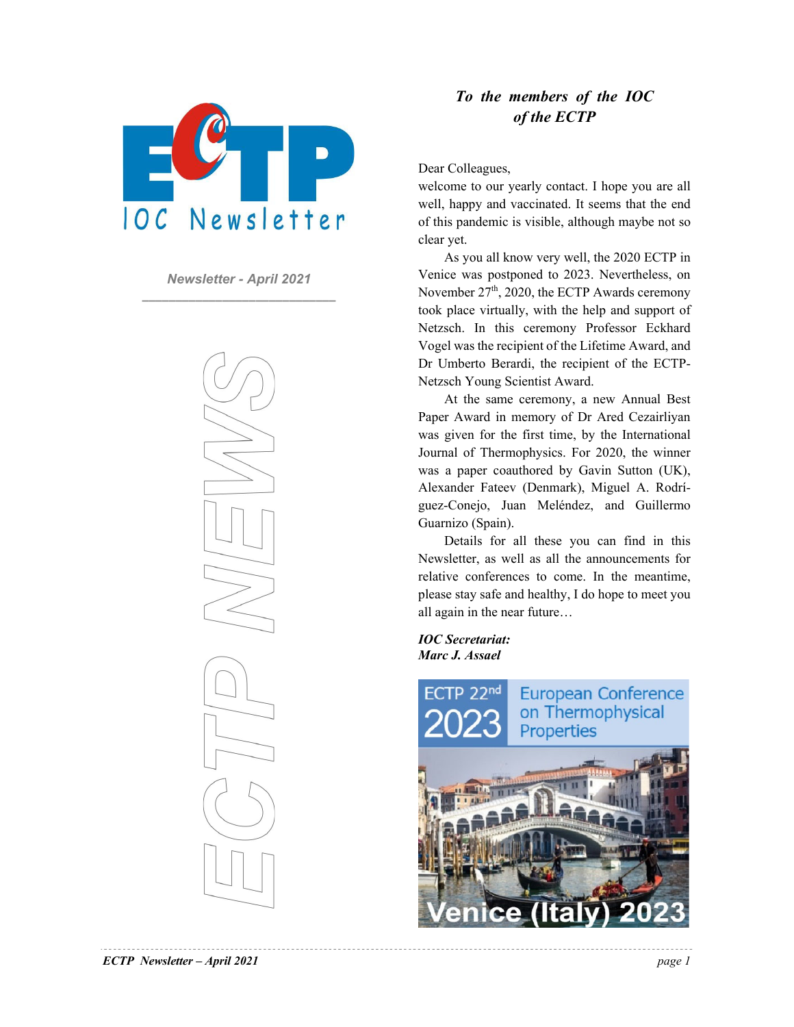# ECTP IOC Newsletter

*Newsletter - April 2021*

ECTP NEWS

***To the members of the IOC of the ECTP***

Dear Colleagues,

welcome to our yearly contact. I hope you are all well, happy and vaccinated. It seems that the end of this pandemic is visible, although maybe not so clear yet.

As you all know very well, the 2020 ECTP in Venice was postponed to 2023. Nevertheless, on November 27th, 2020, the ECTP Awards ceremony took place virtually, with the help and support of Netzsch. In this ceremony Professor Eckhard Vogel was the recipient of the Lifetime Award, and Dr Umberto Berardi, the recipient of the ECTP-Netzsch Young Scientist Award.

At the same ceremony, a new Annual Best Paper Award in memory of Dr Ared Cezairliyan was given for the first time, by the International Journal of Thermophysics. For 2020, the winner was a paper coauthored by Gavin Sutton (UK), Alexander Fateev (Denmark), Miguel A. Rodríguez-Conejo, Juan Meléndez, and Guillermo Guarnizo (Spain).

Details for all these you can find in this Newsletter, as well as all the announcements for relative conferences to come. In the meantime, please stay safe and healthy, I do hope to meet you all again in the near future…

***IOC Secretariat:***
***Marc J. Assael***

ECTP 22nd 2023 European Conference on Thermophysical Properties

Venice (Italy) 2023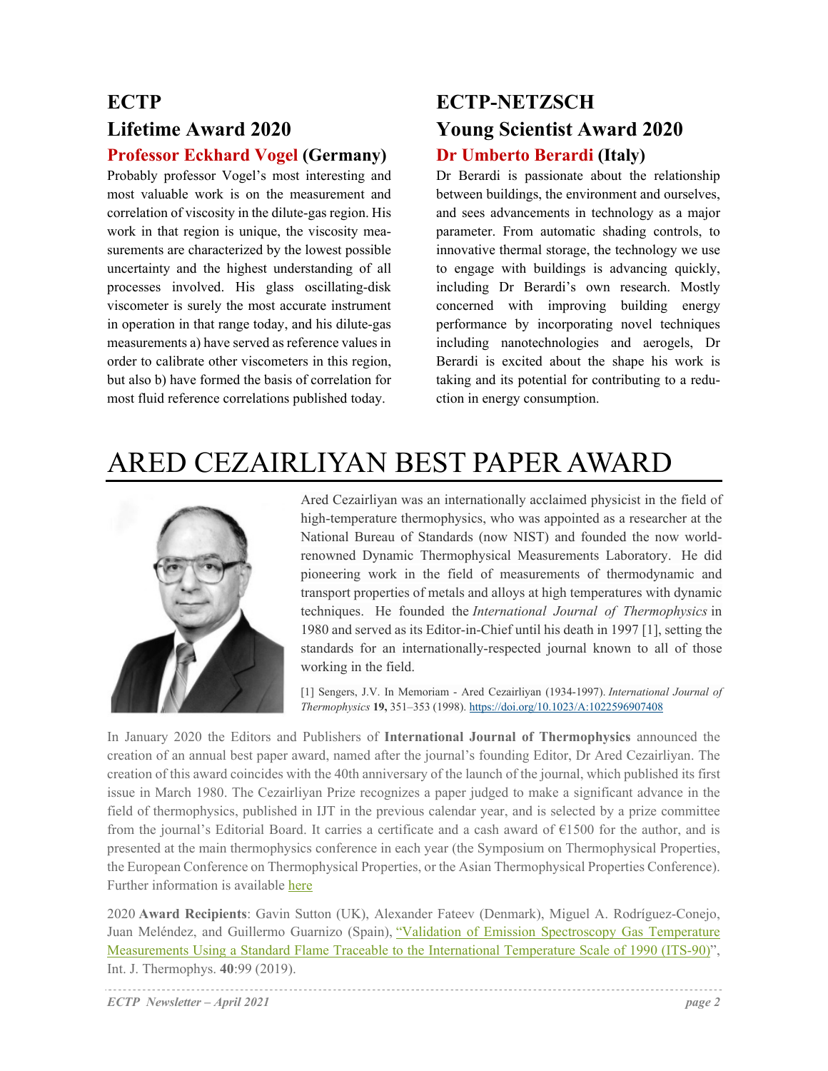## ECTP Lifetime Award 2020

### Professor Eckhard Vogel (Germany)

Probably professor Vogel's most interesting and most valuable work is on the measurement and correlation of viscosity in the dilute-gas region. His work in that region is unique, the viscosity measurements are characterized by the lowest possible uncertainty and the highest understanding of all processes involved. His glass oscillating-disk viscometer is surely the most accurate instrument in operation in that range today, and his dilute-gas measurements a) have served as reference values in order to calibrate other viscometers in this region, but also b) have formed the basis of correlation for most fluid reference correlations published today.

## ECTP-NETZSCH Young Scientist Award 2020

### Dr Umberto Berardi (Italy)

Dr Berardi is passionate about the relationship between buildings, the environment and ourselves, and sees advancements in technology as a major parameter. From automatic shading controls, to innovative thermal storage, the technology we use to engage with buildings is advancing quickly, including Dr Berardi's own research. Mostly concerned with improving building energy performance by incorporating novel techniques including nanotechnologies and aerogels, Dr Berardi is excited about the shape his work is taking and its potential for contributing to a reduction in energy consumption.

# ARED CEZAIRLIYAN BEST PAPER AWARD

Ared Cezairliyan was an internationally acclaimed physicist in the field of high-temperature thermophysics, who was appointed as a researcher at the National Bureau of Standards (now NIST) and founded the now world-renowned Dynamic Thermophysical Measurements Laboratory. He did pioneering work in the field of measurements of thermodynamic and transport properties of metals and alloys at high temperatures with dynamic techniques. He founded the *International Journal of Thermophysics* in 1980 and served as its Editor-in-Chief until his death in 1997 [1], setting the standards for an internationally-respected journal known to all of those working in the field.

[1] Sengers, J.V. In Memoriam - Ared Cezairliyan (1934-1997). *International Journal of Thermophysics* **19,** 351–353 (1998). https://doi.org/10.1023/A:1022596907408

In January 2020 the Editors and Publishers of **International Journal of Thermophysics** announced the creation of an annual best paper award, named after the journal's founding Editor, Dr Ared Cezairliyan. The creation of this award coincides with the 40th anniversary of the launch of the journal, which published its first issue in March 1980. The Cezairliyan Prize recognizes a paper judged to make a significant advance in the field of thermophysics, published in IJT in the previous calendar year, and is selected by a prize committee from the journal's Editorial Board. It carries a certificate and a cash award of €1500 for the author, and is presented at the main thermophysics conference in each year (the Symposium on Thermophysical Properties, the European Conference on Thermophysical Properties, or the Asian Thermophysical Properties Conference). Further information is available here

2020 **Award Recipients**: Gavin Sutton (UK), Alexander Fateev (Denmark), Miguel A. Rodríguez-Conejo, Juan Meléndez, and Guillermo Guarnizo (Spain), "Validation of Emission Spectroscopy Gas Temperature Measurements Using a Standard Flame Traceable to the International Temperature Scale of 1990 (ITS-90)", Int. J. Thermophys. **40**:99 (2019).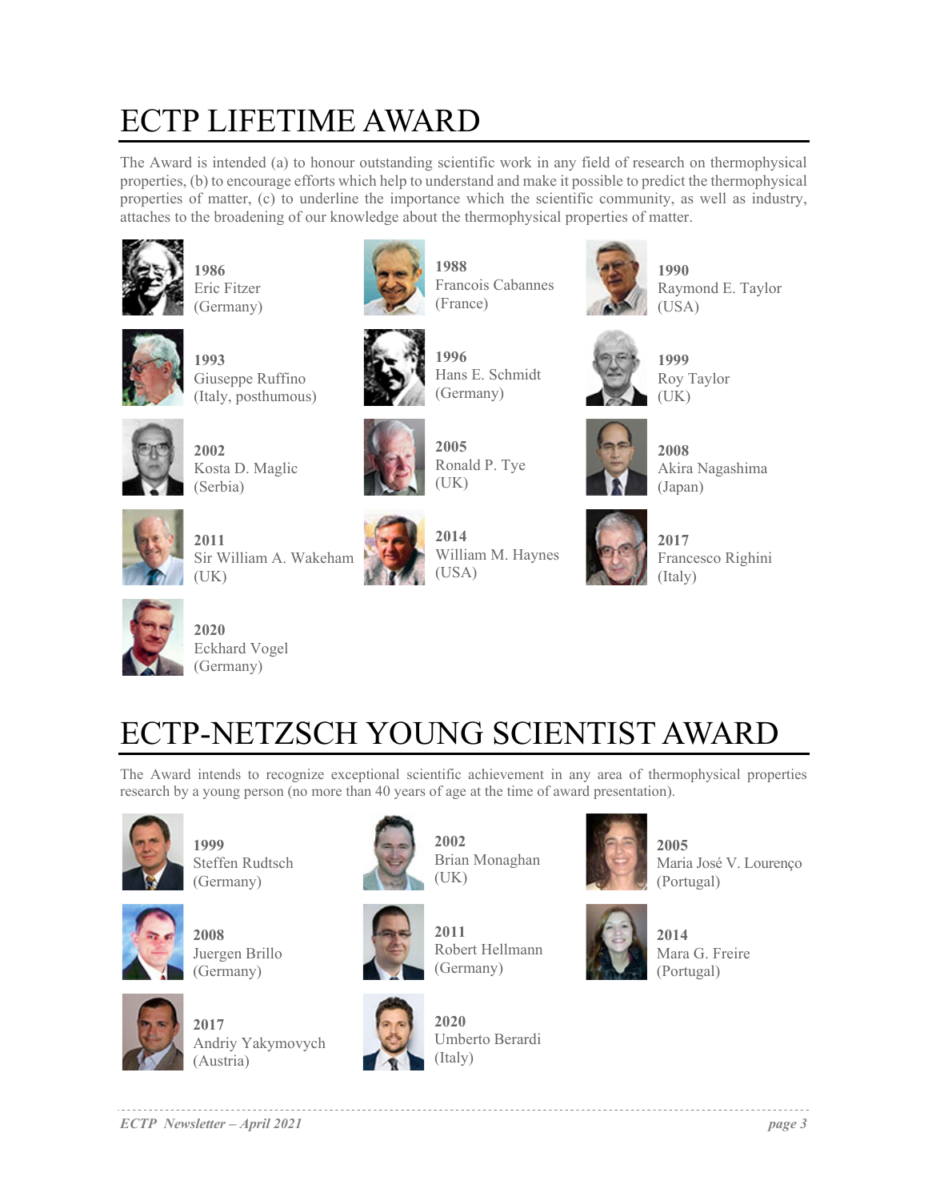# ECTP LIFETIME AWARD

The Award is intended (a) to honour outstanding scientific work in any field of research on thermophysical properties, (b) to encourage efforts which help to understand and make it possible to predict the thermophysical properties of matter, (c) to underline the importance which the scientific community, as well as industry, attaches to the broadening of our knowledge about the thermophysical properties of matter.

**1986**
Eric Fitzer
(Germany)

**1988**
Francois Cabannes
(France)

**1990**
Raymond E. Taylor
(USA)

**1993**
Giuseppe Ruffino
(Italy, posthumous)

**1996**
Hans E. Schmidt
(Germany)

**1999**
Roy Taylor
(UK)

**2002**
Kosta D. Maglic
(Serbia)

**2005**
Ronald P. Tye
(UK)

**2008**
Akira Nagashima
(Japan)

**2011**
Sir William A. Wakeham
(UK)

**2014**
William M. Haynes
(USA)

**2017**
Francesco Righini
(Italy)

**2020**
Eckhard Vogel
(Germany)

# ECTP-NETZSCH YOUNG SCIENTIST AWARD

The Award intends to recognize exceptional scientific achievement in any area of thermophysical properties research by a young person (no more than 40 years of age at the time of award presentation).

**1999**
Steffen Rudtsch
(Germany)

**2002**
Brian Monaghan
(UK)

**2005**
Maria José V. Lourenço
(Portugal)

**2008**
Juergen Brillo
(Germany)

**2011**
Robert Hellmann
(Germany)

**2014**
Mara G. Freire
(Portugal)

**2017**
Andriy Yakymovych
(Austria)

**2020**
Umberto Berardi
(Italy)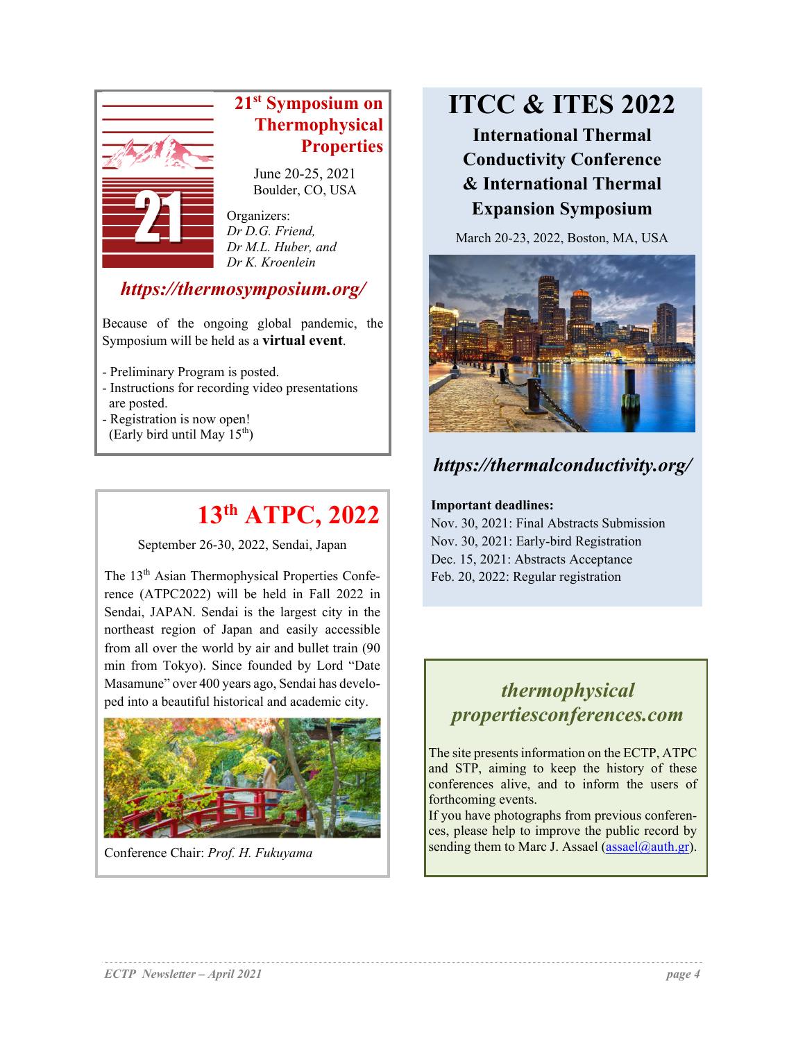## 21st Symposium on Thermophysical Properties

June 20-25, 2021
Boulder, CO, USA

Organizers:
*Dr D.G. Friend,*
*Dr M.L. Huber, and*
*Dr K. Kroenlein*

***https://thermosymposium.org/***

Because of the ongoing global pandemic, the Symposium will be held as a **virtual event**.

- Preliminary Program is posted.
- Instructions for recording video presentations are posted.
- Registration is now open!
 (Early bird until May 15th)

## 13th ATPC, 2022

September 26-30, 2022, Sendai, Japan

The 13th Asian Thermophysical Properties Conference (ATPC2022) will be held in Fall 2022 in Sendai, JAPAN. Sendai is the largest city in the northeast region of Japan and easily accessible from all over the world by air and bullet train (90 min from Tokyo). Since founded by Lord "Date Masamune" over 400 years ago, Sendai has developed into a beautiful historical and academic city.

Conference Chair: *Prof. H. Fukuyama*

# ITCC & ITES 2022

### International Thermal Conductivity Conference & International Thermal Expansion Symposium

March 20-23, 2022, Boston, MA, USA

***https://thermalconductivity.org/***

**Important deadlines:**
Nov. 30, 2021: Final Abstracts Submission
Nov. 30, 2021: Early-bird Registration
Dec. 15, 2021: Abstracts Acceptance
Feb. 20, 2022: Regular registration

## *thermophysical propertiesconferences.com*

The site presents information on the ECTP, ATPC and STP, aiming to keep the history of these conferences alive, and to inform the users of forthcoming events.
If you have photographs from previous conferences, please help to improve the public record by sending them to Marc J. Assael (assael@auth.gr).